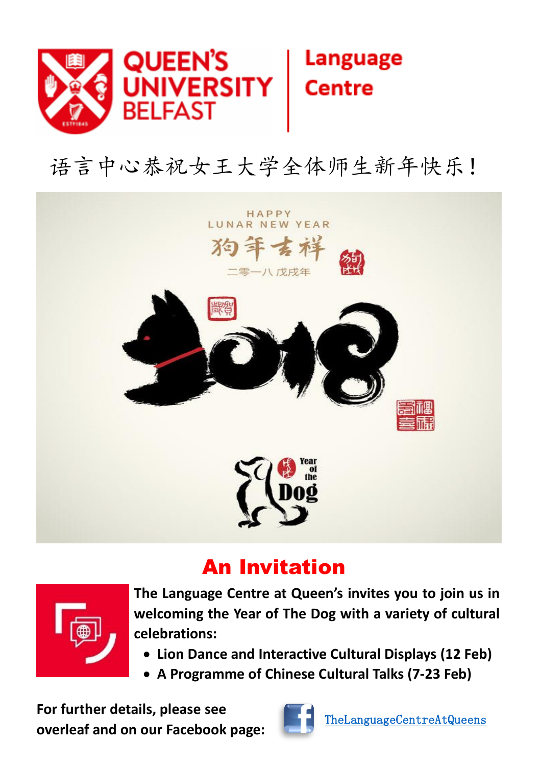QUEEN'S UNIVERSITY BELFAST | Language Centre

语言中心恭祝女王大学全体师生新年快乐！

## An Invitation

**The Language Centre at Queen's invites you to join us in welcoming the Year of The Dog with a variety of cultural celebrations:**

- **Lion Dance and Interactive Cultural Displays (12 Feb)**
- **A Programme of Chinese Cultural Talks (7-23 Feb)**

**For further details, please see overleaf and on our Facebook page:** TheLanguageCentreAtQueens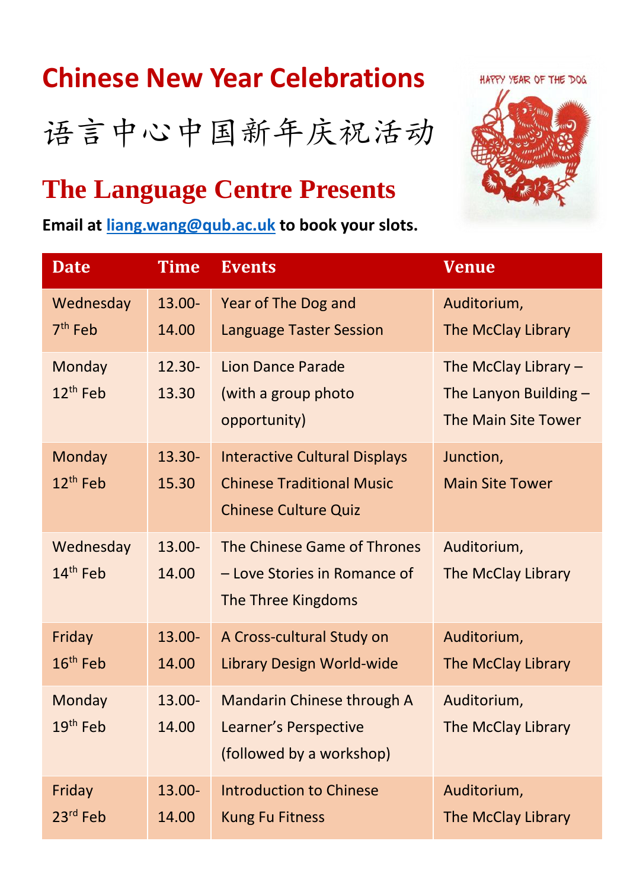# Chinese New Year Celebrations

# 语言中心中国新年庆祝活动

## The Language Centre Presents

**Email at liang.wang@qub.ac.uk to book your slots.**

| Date | Time | Events | Venue |
|---|---|---|---|
| Wednesday 7th Feb | 13.00-14.00 | Year of The Dog and Language Taster Session | Auditorium, The McClay Library |
| Monday 12th Feb | 12.30-13.30 | Lion Dance Parade (with a group photo opportunity) | The McClay Library – The Lanyon Building – The Main Site Tower |
| Monday 12th Feb | 13.30-15.30 | Interactive Cultural Displays Chinese Traditional Music Chinese Culture Quiz | Junction, Main Site Tower |
| Wednesday 14th Feb | 13.00-14.00 | The Chinese Game of Thrones – Love Stories in Romance of The Three Kingdoms | Auditorium, The McClay Library |
| Friday 16th Feb | 13.00-14.00 | A Cross-cultural Study on Library Design World-wide | Auditorium, The McClay Library |
| Monday 19th Feb | 13.00-14.00 | Mandarin Chinese through A Learner's Perspective (followed by a workshop) | Auditorium, The McClay Library |
| Friday 23rd Feb | 13.00-14.00 | Introduction to Chinese Kung Fu Fitness | Auditorium, The McClay Library |